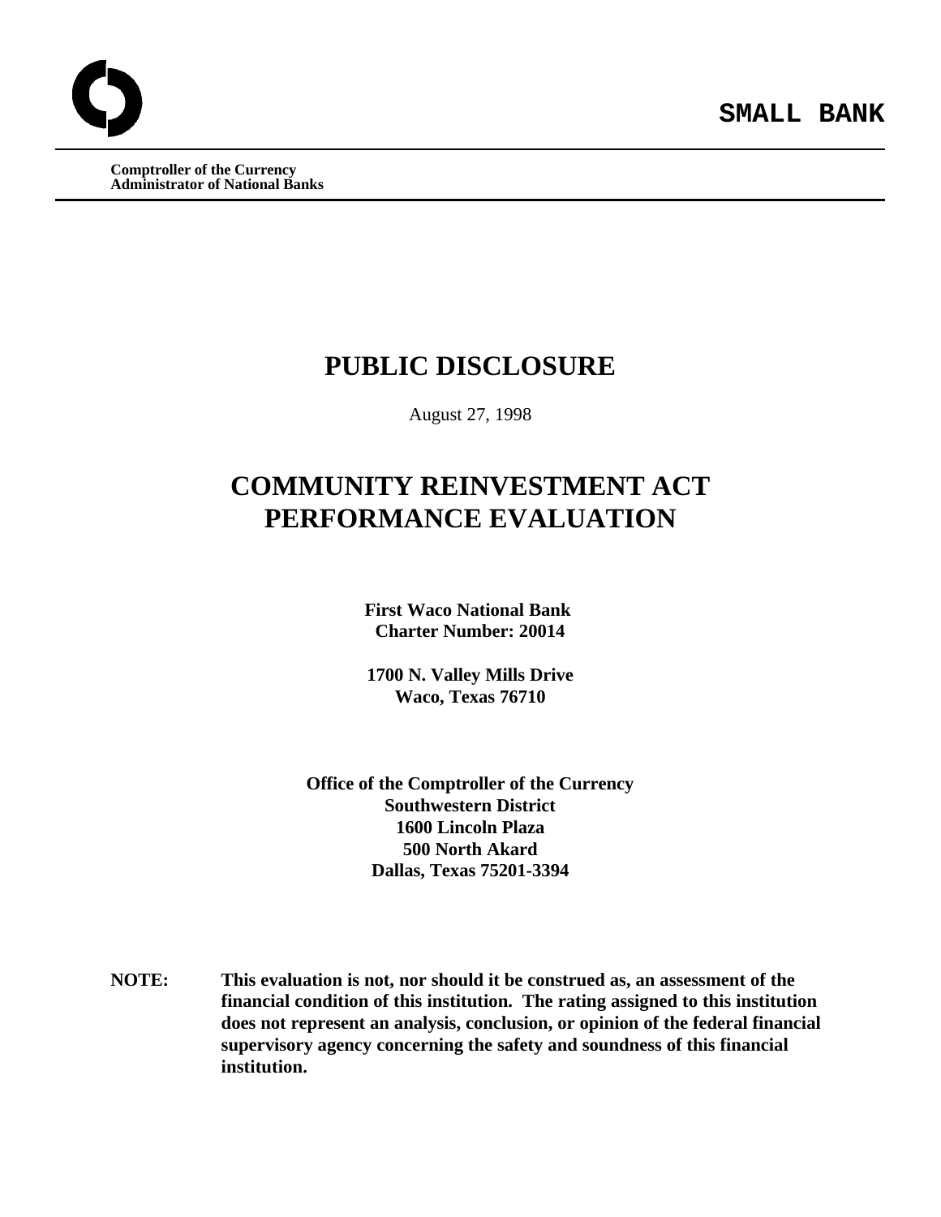**SMALL BANK**

**Comptroller of the Currency**
**Administrator of National Banks**

# PUBLIC DISCLOSURE

August 27, 1998

# COMMUNITY REINVESTMENT ACT PERFORMANCE EVALUATION

**First Waco National Bank**
**Charter Number: 20014**

**1700 N. Valley Mills Drive**
**Waco, Texas 76710**

**Office of the Comptroller of the Currency**
**Southwestern District**
**1600 Lincoln Plaza**
**500 North Akard**
**Dallas, Texas 75201-3394**

**NOTE:** **This evaluation is not, nor should it be construed as, an assessment of the financial condition of this institution. The rating assigned to this institution does not represent an analysis, conclusion, or opinion of the federal financial supervisory agency concerning the safety and soundness of this financial institution.**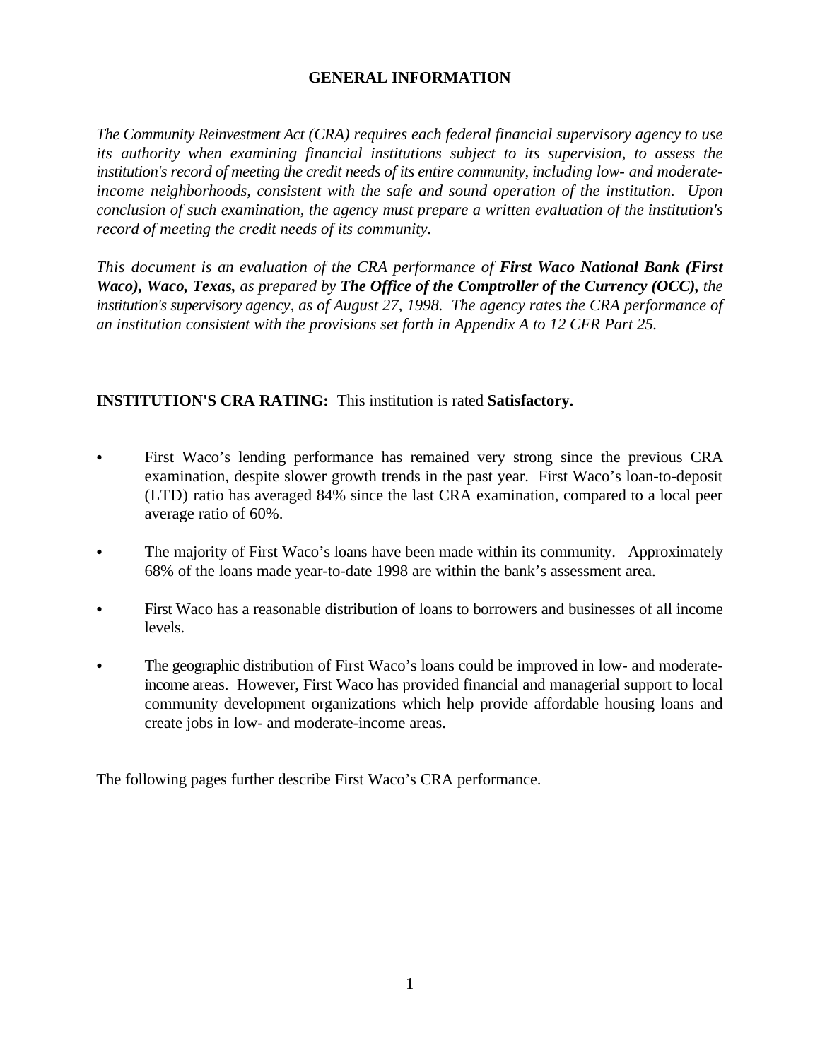# GENERAL INFORMATION

*The Community Reinvestment Act (CRA) requires each federal financial supervisory agency to use its authority when examining financial institutions subject to its supervision, to assess the institution's record of meeting the credit needs of its entire community, including low- and moderate-income neighborhoods, consistent with the safe and sound operation of the institution. Upon conclusion of such examination, the agency must prepare a written evaluation of the institution's record of meeting the credit needs of its community.*

*This document is an evaluation of the CRA performance of **First Waco National Bank (First Waco), Waco, Texas,** as prepared by **The Office of the Comptroller of the Currency (OCC),** the institution's supervisory agency, as of August 27, 1998. The agency rates the CRA performance of an institution consistent with the provisions set forth in Appendix A to 12 CFR Part 25.*

**INSTITUTION'S CRA RATING:** This institution is rated **Satisfactory.**

- First Waco's lending performance has remained very strong since the previous CRA examination, despite slower growth trends in the past year. First Waco's loan-to-deposit (LTD) ratio has averaged 84% since the last CRA examination, compared to a local peer average ratio of 60%.
- The majority of First Waco's loans have been made within its community. Approximately 68% of the loans made year-to-date 1998 are within the bank's assessment area.
- First Waco has a reasonable distribution of loans to borrowers and businesses of all income levels.
- The geographic distribution of First Waco's loans could be improved in low- and moderate-income areas. However, First Waco has provided financial and managerial support to local community development organizations which help provide affordable housing loans and create jobs in low- and moderate-income areas.

The following pages further describe First Waco's CRA performance.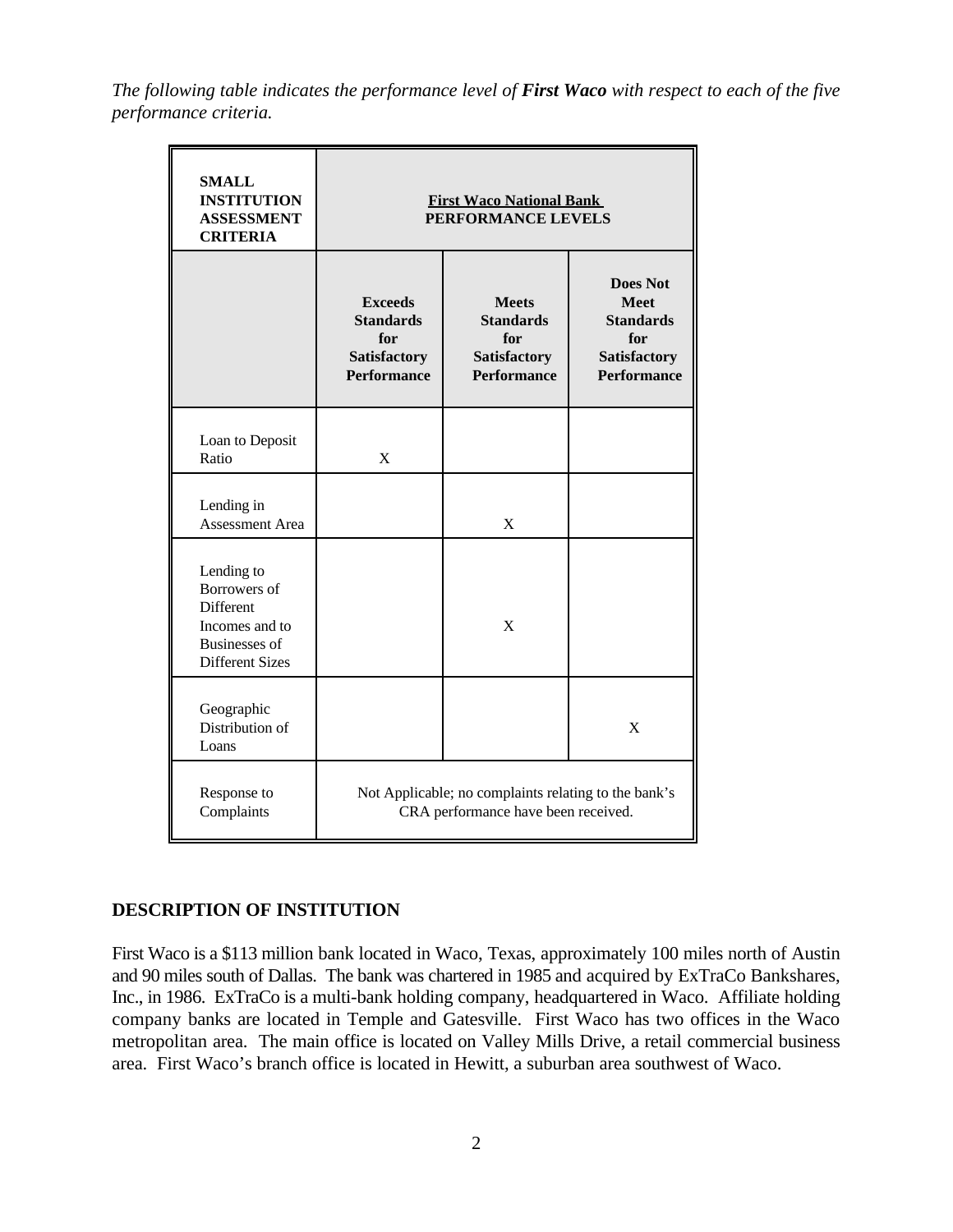*The following table indicates the performance level of **First Waco** with respect to each of the five performance criteria.*

| SMALL INSTITUTION ASSESSMENT CRITERIA | First Waco National Bank PERFORMANCE LEVELS | | |
|---|---|---|---|
| | **Exceeds Standards for Satisfactory Performance** | **Meets Standards for Satisfactory Performance** | **Does Not Meet Standards for Satisfactory Performance** |
| Loan to Deposit Ratio | X | | |
| Lending in Assessment Area | | X | |
| Lending to Borrowers of Different Incomes and to Businesses of Different Sizes | | X | |
| Geographic Distribution of Loans | | | X |
| Response to Complaints | Not Applicable; no complaints relating to the bank's CRA performance have been received. | | |

## DESCRIPTION OF INSTITUTION

First Waco is a $113 million bank located in Waco, Texas, approximately 100 miles north of Austin and 90 miles south of Dallas. The bank was chartered in 1985 and acquired by ExTraCo Bankshares, Inc., in 1986. ExTraCo is a multi-bank holding company, headquartered in Waco. Affiliate holding company banks are located in Temple and Gatesville. First Waco has two offices in the Waco metropolitan area. The main office is located on Valley Mills Drive, a retail commercial business area. First Waco's branch office is located in Hewitt, a suburban area southwest of Waco.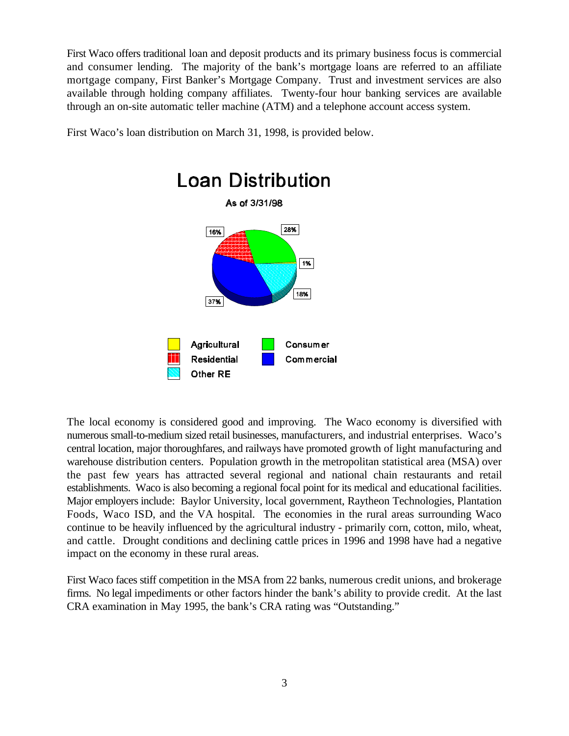First Waco offers traditional loan and deposit products and its primary business focus is commercial and consumer lending. The majority of the bank's mortgage loans are referred to an affiliate mortgage company, First Banker's Mortgage Company. Trust and investment services are also available through holding company affiliates. Twenty-four hour banking services are available through an on-site automatic teller machine (ATM) and a telephone account access system.

First Waco's loan distribution on March 31, 1998, is provided below.

**Loan Distribution**

As of 3/31/98

| Loan Type | Percentage |
|---|---|
| Agricultural | 1% |
| Residential | 16% |
| Other RE | 18% |
| Consumer | 28% |
| Commercial | 37% |

The local economy is considered good and improving. The Waco economy is diversified with numerous small-to-medium sized retail businesses, manufacturers, and industrial enterprises. Waco's central location, major thoroughfares, and railways have promoted growth of light manufacturing and warehouse distribution centers. Population growth in the metropolitan statistical area (MSA) over the past few years has attracted several regional and national chain restaurants and retail establishments. Waco is also becoming a regional focal point for its medical and educational facilities. Major employers include: Baylor University, local government, Raytheon Technologies, Plantation Foods, Waco ISD, and the VA hospital. The economies in the rural areas surrounding Waco continue to be heavily influenced by the agricultural industry - primarily corn, cotton, milo, wheat, and cattle. Drought conditions and declining cattle prices in 1996 and 1998 have had a negative impact on the economy in these rural areas.

First Waco faces stiff competition in the MSA from 22 banks, numerous credit unions, and brokerage firms. No legal impediments or other factors hinder the bank's ability to provide credit. At the last CRA examination in May 1995, the bank's CRA rating was "Outstanding."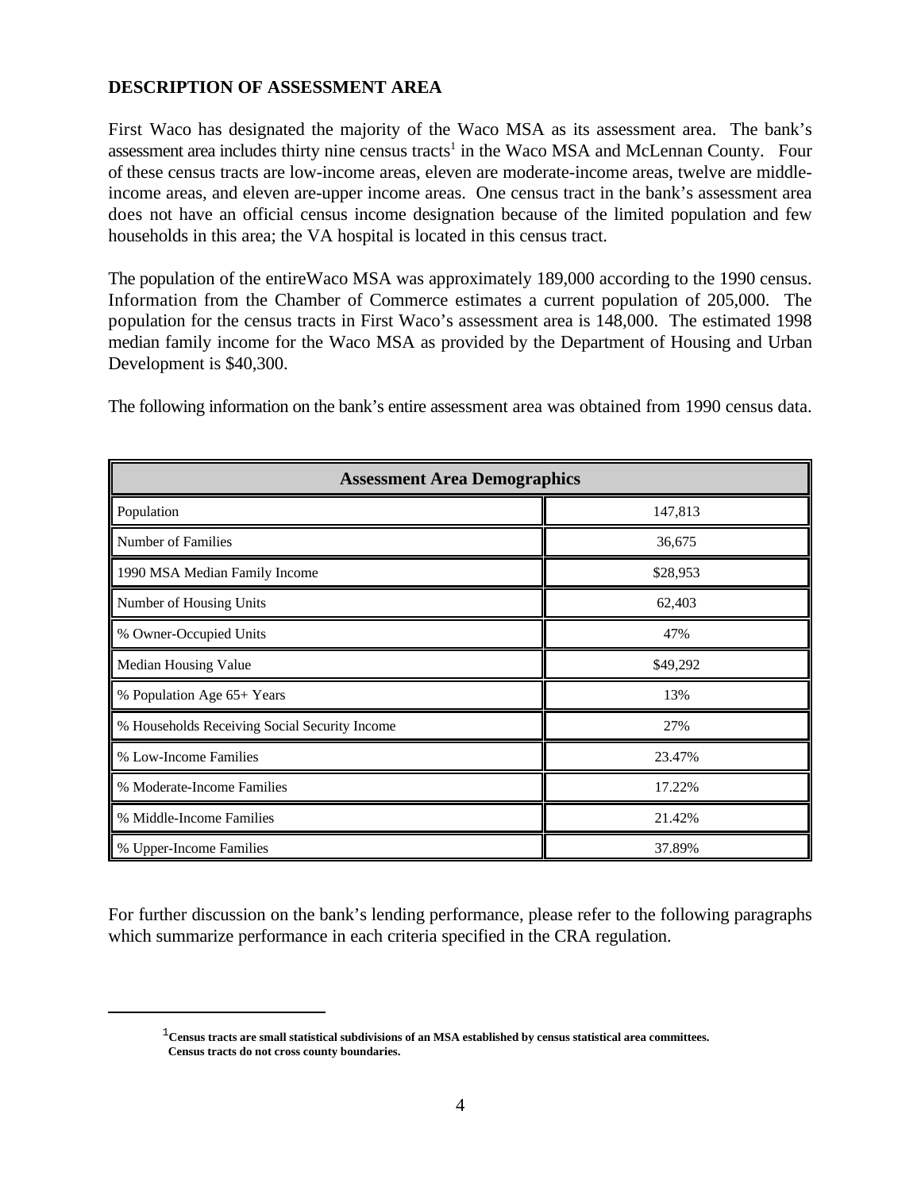## DESCRIPTION OF ASSESSMENT AREA

First Waco has designated the majority of the Waco MSA as its assessment area. The bank's assessment area includes thirty nine census tracts[1] in the Waco MSA and McLennan County. Four of these census tracts are low-income areas, eleven are moderate-income areas, twelve are middle-income areas, and eleven are-upper income areas. One census tract in the bank's assessment area does not have an official census income designation because of the limited population and few households in this area; the VA hospital is located in this census tract.

The population of the entireWaco MSA was approximately 189,000 according to the 1990 census. Information from the Chamber of Commerce estimates a current population of 205,000. The population for the census tracts in First Waco's assessment area is 148,000. The estimated 1998 median family income for the Waco MSA as provided by the Department of Housing and Urban Development is $40,300.

The following information on the bank's entire assessment area was obtained from 1990 census data.

| Assessment Area Demographics | |
|---|---|
| Population | 147,813 |
| Number of Families | 36,675 |
| 1990 MSA Median Family Income | $28,953 |
| Number of Housing Units | 62,403 |
| % Owner-Occupied Units | 47% |
| Median Housing Value | $49,292 |
| % Population Age 65+ Years | 13% |
| % Households Receiving Social Security Income | 27% |
| % Low-Income Families | 23.47% |
| % Moderate-Income Families | 17.22% |
| % Middle-Income Families | 21.42% |
| % Upper-Income Families | 37.89% |

For further discussion on the bank's lending performance, please refer to the following paragraphs which summarize performance in each criteria specified in the CRA regulation.

---

[1] **Census tracts are small statistical subdivisions of an MSA established by census statistical area committees. Census tracts do not cross county boundaries.**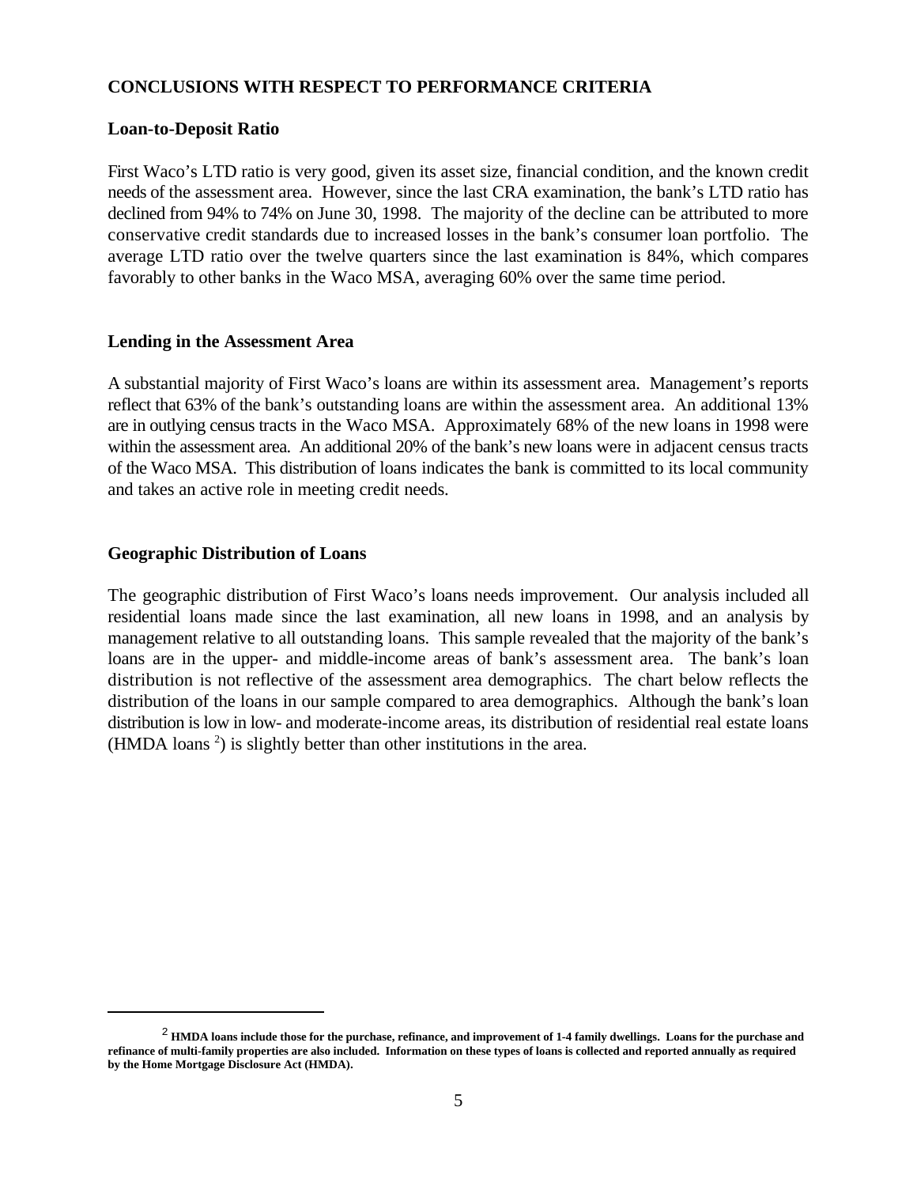## CONCLUSIONS WITH RESPECT TO PERFORMANCE CRITERIA

### Loan-to-Deposit Ratio

First Waco's LTD ratio is very good, given its asset size, financial condition, and the known credit needs of the assessment area. However, since the last CRA examination, the bank's LTD ratio has declined from 94% to 74% on June 30, 1998. The majority of the decline can be attributed to more conservative credit standards due to increased losses in the bank's consumer loan portfolio. The average LTD ratio over the twelve quarters since the last examination is 84%, which compares favorably to other banks in the Waco MSA, averaging 60% over the same time period.

### Lending in the Assessment Area

A substantial majority of First Waco's loans are within its assessment area. Management's reports reflect that 63% of the bank's outstanding loans are within the assessment area. An additional 13% are in outlying census tracts in the Waco MSA. Approximately 68% of the new loans in 1998 were within the assessment area. An additional 20% of the bank's new loans were in adjacent census tracts of the Waco MSA. This distribution of loans indicates the bank is committed to its local community and takes an active role in meeting credit needs.

### Geographic Distribution of Loans

The geographic distribution of First Waco's loans needs improvement. Our analysis included all residential loans made since the last examination, all new loans in 1998, and an analysis by management relative to all outstanding loans. This sample revealed that the majority of the bank's loans are in the upper- and middle-income areas of bank's assessment area. The bank's loan distribution is not reflective of the assessment area demographics. The chart below reflects the distribution of the loans in our sample compared to area demographics. Although the bank's loan distribution is low in low- and moderate-income areas, its distribution of residential real estate loans (HMDA loans [2]) is slightly better than other institutions in the area.

---

[2] **HMDA loans include those for the purchase, refinance, and improvement of 1-4 family dwellings. Loans for the purchase and refinance of multi-family properties are also included. Information on these types of loans is collected and reported annually as required by the Home Mortgage Disclosure Act (HMDA).**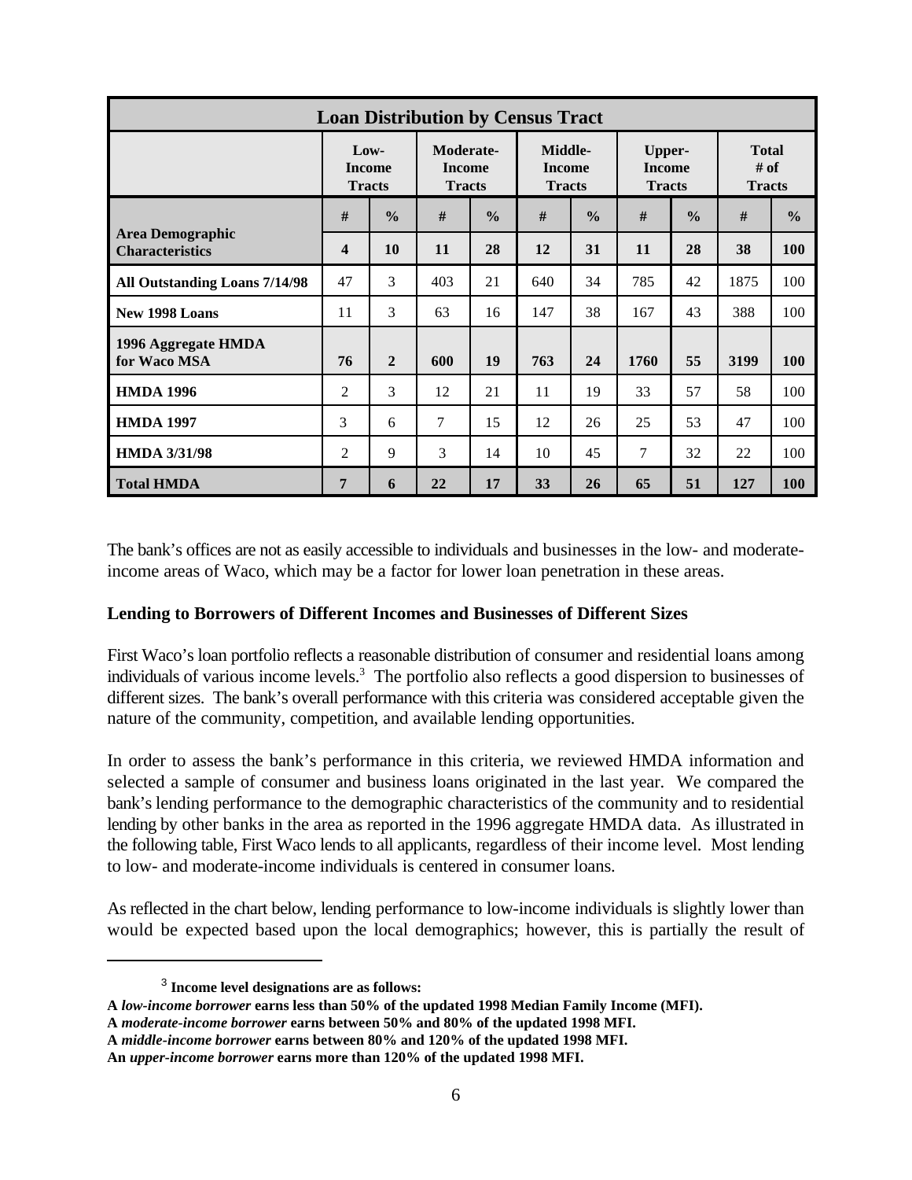| Loan Distribution by Census Tract | | | | | | | | | | |
|---|---|---|---|---|---|---|---|---|---|---|
| | **Low-Income Tracts** | | **Moderate-Income Tracts** | | **Middle-Income Tracts** | | **Upper-Income Tracts** | | **Total # of Tracts** | |
| | **#** | **%** | **#** | **%** | **#** | **%** | **#** | **%** | **#** | **%** |
| **Area Demographic Characteristics** | **4** | **10** | **11** | **28** | **12** | **31** | **11** | **28** | **38** | **100** |
| **All Outstanding Loans 7/14/98** | 47 | 3 | 403 | 21 | 640 | 34 | 785 | 42 | 1875 | 100 |
| **New 1998 Loans** | 11 | 3 | 63 | 16 | 147 | 38 | 167 | 43 | 388 | 100 |
| **1996 Aggregate HMDA for Waco MSA** | **76** | **2** | **600** | **19** | **763** | **24** | **1760** | **55** | **3199** | **100** |
| **HMDA 1996** | 2 | 3 | 12 | 21 | 11 | 19 | 33 | 57 | 58 | 100 |
| **HMDA 1997** | 3 | 6 | 7 | 15 | 12 | 26 | 25 | 53 | 47 | 100 |
| **HMDA 3/31/98** | 2 | 9 | 3 | 14 | 10 | 45 | 7 | 32 | 22 | 100 |
| **Total HMDA** | **7** | **6** | **22** | **17** | **33** | **26** | **65** | **51** | **127** | **100** |

The bank's offices are not as easily accessible to individuals and businesses in the low- and moderate-income areas of Waco, which may be a factor for lower loan penetration in these areas.

**Lending to Borrowers of Different Incomes and Businesses of Different Sizes**

First Waco's loan portfolio reflects a reasonable distribution of consumer and residential loans among individuals of various income levels.[3] The portfolio also reflects a good dispersion to businesses of different sizes. The bank's overall performance with this criteria was considered acceptable given the nature of the community, competition, and available lending opportunities.

In order to assess the bank's performance in this criteria, we reviewed HMDA information and selected a sample of consumer and business loans originated in the last year. We compared the bank's lending performance to the demographic characteristics of the community and to residential lending by other banks in the area as reported in the 1996 aggregate HMDA data. As illustrated in the following table, First Waco lends to all applicants, regardless of their income level. Most lending to low- and moderate-income individuals is centered in consumer loans.

As reflected in the chart below, lending performance to low-income individuals is slightly lower than would be expected based upon the local demographics; however, this is partially the result of

---

[3] **Income level designations are as follows:**
**A *low-income borrower* earns less than 50% of the updated 1998 Median Family Income (MFI).**
**A *moderate-income borrower* earns between 50% and 80% of the updated 1998 MFI.**
**A *middle-income borrower* earns between 80% and 120% of the updated 1998 MFI.**
**An *upper-income borrower* earns more than 120% of the updated 1998 MFI.**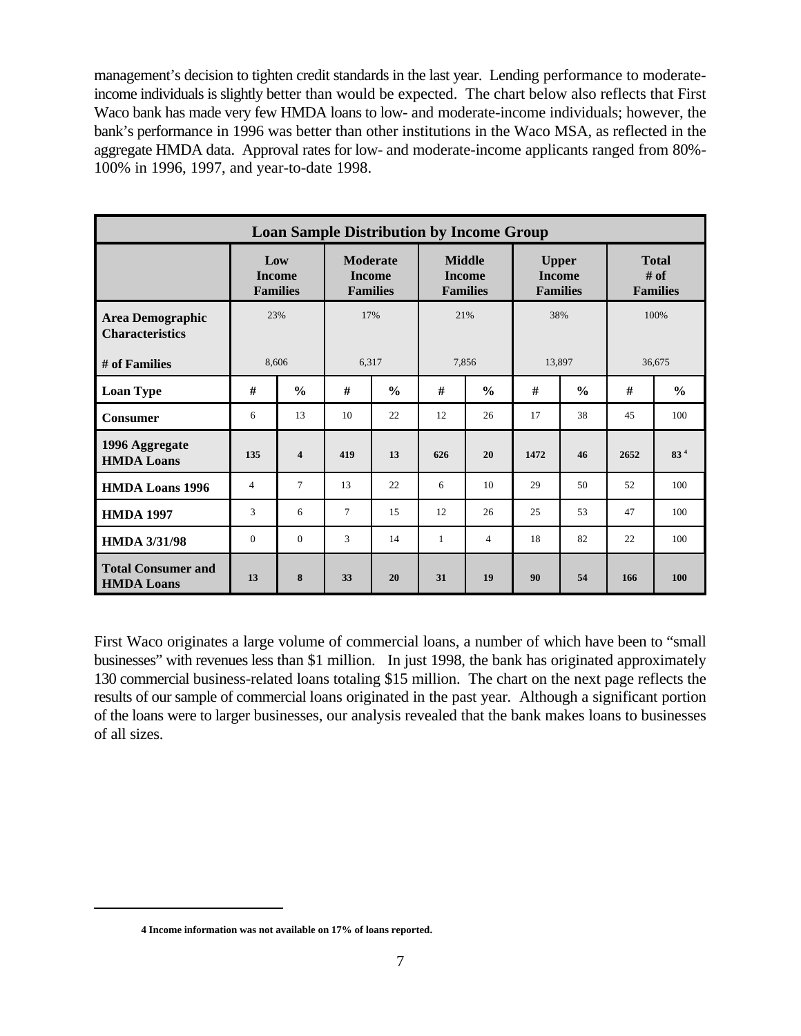management's decision to tighten credit standards in the last year. Lending performance to moderate-income individuals is slightly better than would be expected. The chart below also reflects that First Waco bank has made very few HMDA loans to low- and moderate-income individuals; however, the bank's performance in 1996 was better than other institutions in the Waco MSA, as reflected in the aggregate HMDA data. Approval rates for low- and moderate-income applicants ranged from 80%-100% in 1996, 1997, and year-to-date 1998.

| Loan Sample Distribution by Income Group | | | | | | | | | | |
|---|---|---|---|---|---|---|---|---|---|---|
| | **Low Income Families** | | **Moderate Income Families** | | **Middle Income Families** | | **Upper Income Families** | | **Total # of Families** | |
| **Area Demographic Characteristics** | 23% | | 17% | | 21% | | 38% | | 100% | |
| **# of Families** | 8,606 | | 6,317 | | 7,856 | | 13,897 | | 36,675 | |
| **Loan Type** | **#** | **%** | **#** | **%** | **#** | **%** | **#** | **%** | **#** | **%** |
| **Consumer** | 6 | 13 | 10 | 22 | 12 | 26 | 17 | 38 | 45 | 100 |
| **1996 Aggregate HMDA Loans** | **135** | **4** | **419** | **13** | **626** | **20** | **1472** | **46** | **2652** | **83** [4] |
| **HMDA Loans 1996** | 4 | 7 | 13 | 22 | 6 | 10 | 29 | 50 | 52 | 100 |
| **HMDA 1997** | 3 | 6 | 7 | 15 | 12 | 26 | 25 | 53 | 47 | 100 |
| **HMDA 3/31/98** | 0 | 0 | 3 | 14 | 1 | 4 | 18 | 82 | 22 | 100 |
| **Total Consumer and HMDA Loans** | **13** | **8** | **33** | **20** | **31** | **19** | **90** | **54** | **166** | **100** |

First Waco originates a large volume of commercial loans, a number of which have been to "small businesses" with revenues less than $1 million. In just 1998, the bank has originated approximately 130 commercial business-related loans totaling $15 million. The chart on the next page reflects the results of our sample of commercial loans originated in the past year. Although a significant portion of the loans were to larger businesses, our analysis revealed that the bank makes loans to businesses of all sizes.

**4 Income information was not available on 17% of loans reported.**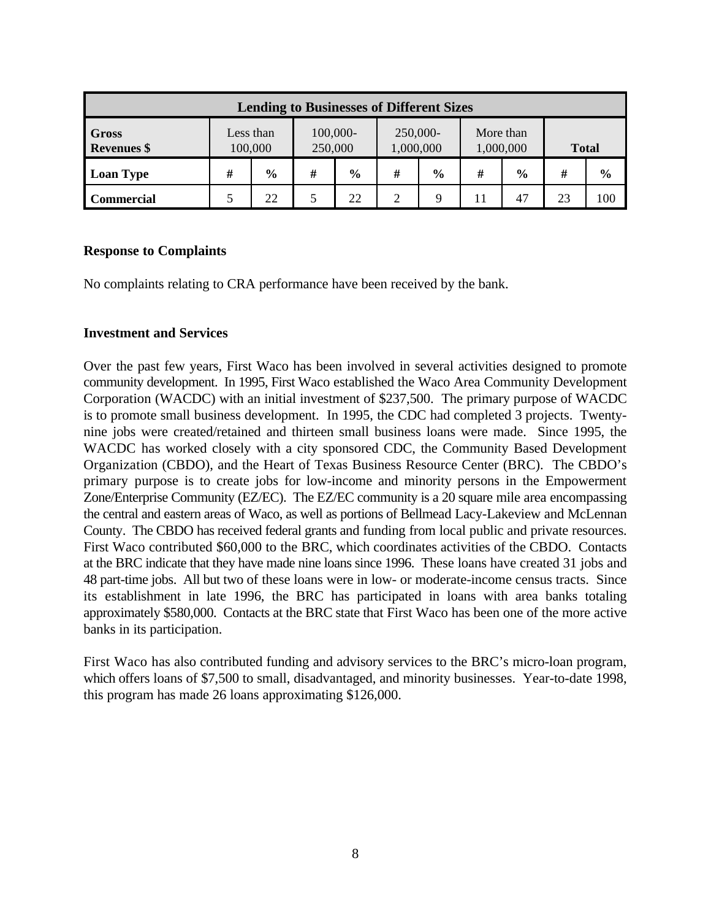| Lending to Businesses of Different Sizes | | | | | | | | | | |
|---|---|---|---|---|---|---|---|---|---|---|
| **Gross Revenues $** | Less than 100,000 | | 100,000-250,000 | | 250,000-1,000,000 | | More than 1,000,000 | | **Total** | |
| **Loan Type** | **#** | **%** | **#** | **%** | **#** | **%** | **#** | **%** | **#** | **%** |
| **Commercial** | 5 | 22 | 5 | 22 | 2 | 9 | 11 | 47 | 23 | 100 |

**Response to Complaints**

No complaints relating to CRA performance have been received by the bank.

**Investment and Services**

Over the past few years, First Waco has been involved in several activities designed to promote community development. In 1995, First Waco established the Waco Area Community Development Corporation (WACDC) with an initial investment of $237,500. The primary purpose of WACDC is to promote small business development. In 1995, the CDC had completed 3 projects. Twenty-nine jobs were created/retained and thirteen small business loans were made. Since 1995, the WACDC has worked closely with a city sponsored CDC, the Community Based Development Organization (CBDO), and the Heart of Texas Business Resource Center (BRC). The CBDO's primary purpose is to create jobs for low-income and minority persons in the Empowerment Zone/Enterprise Community (EZ/EC). The EZ/EC community is a 20 square mile area encompassing the central and eastern areas of Waco, as well as portions of Bellmead Lacy-Lakeview and McLennan County. The CBDO has received federal grants and funding from local public and private resources. First Waco contributed $60,000 to the BRC, which coordinates activities of the CBDO. Contacts at the BRC indicate that they have made nine loans since 1996. These loans have created 31 jobs and 48 part-time jobs. All but two of these loans were in low- or moderate-income census tracts. Since its establishment in late 1996, the BRC has participated in loans with area banks totaling approximately $580,000. Contacts at the BRC state that First Waco has been one of the more active banks in its participation.

First Waco has also contributed funding and advisory services to the BRC's micro-loan program, which offers loans of $7,500 to small, disadvantaged, and minority businesses. Year-to-date 1998, this program has made 26 loans approximating $126,000.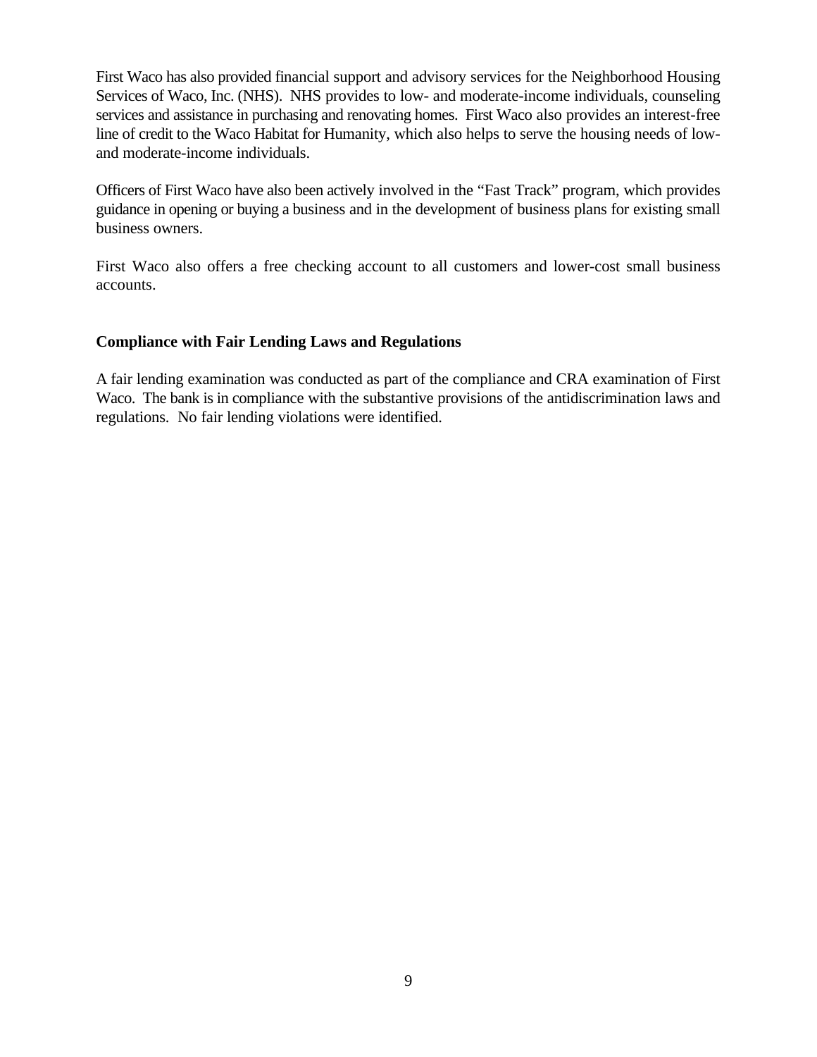First Waco has also provided financial support and advisory services for the Neighborhood Housing Services of Waco, Inc. (NHS). NHS provides to low- and moderate-income individuals, counseling services and assistance in purchasing and renovating homes. First Waco also provides an interest-free line of credit to the Waco Habitat for Humanity, which also helps to serve the housing needs of low- and moderate-income individuals.

Officers of First Waco have also been actively involved in the "Fast Track" program, which provides guidance in opening or buying a business and in the development of business plans for existing small business owners.

First Waco also offers a free checking account to all customers and lower-cost small business accounts.

**Compliance with Fair Lending Laws and Regulations**

A fair lending examination was conducted as part of the compliance and CRA examination of First Waco. The bank is in compliance with the substantive provisions of the antidiscrimination laws and regulations. No fair lending violations were identified.